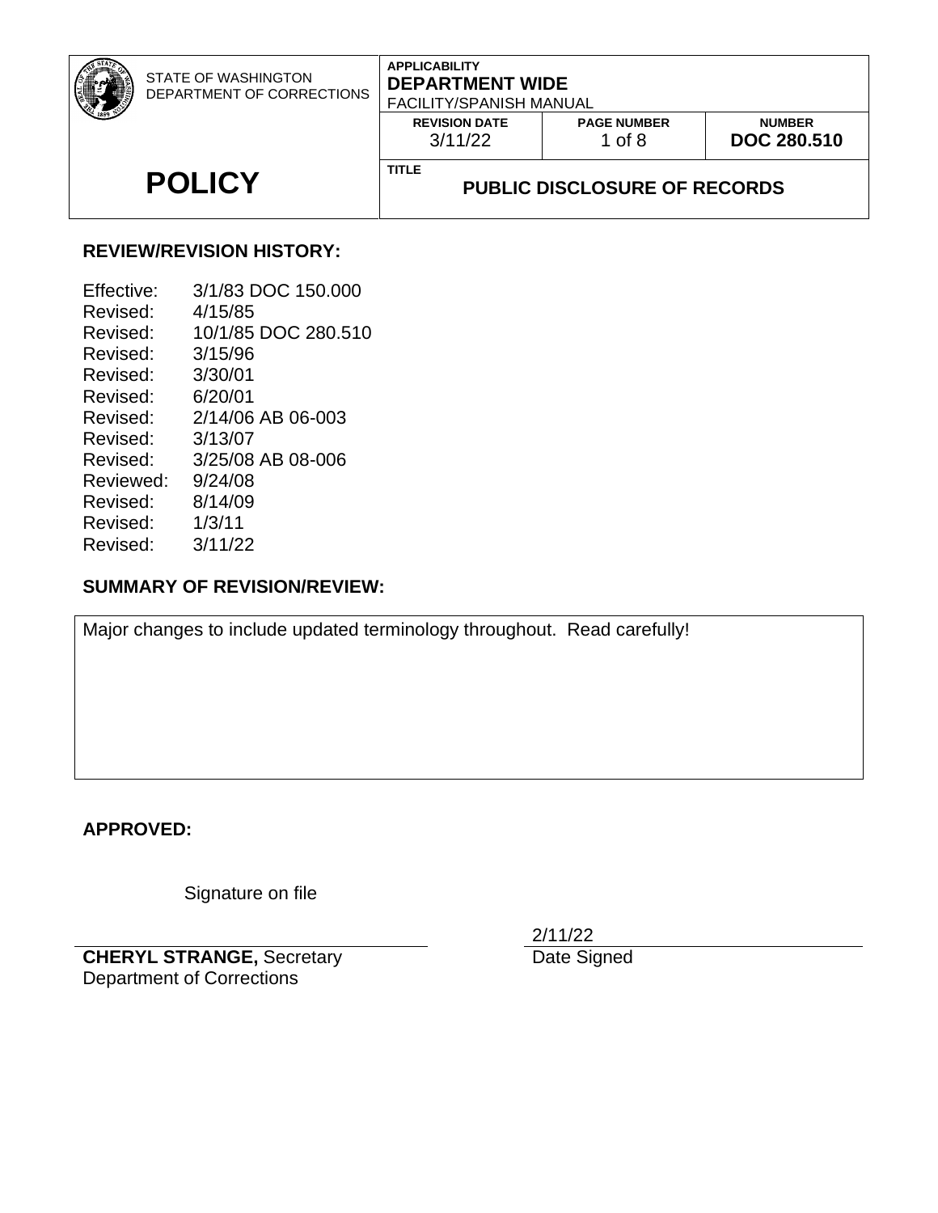| STATE OF WASHINGTON DEPARTMENT OF CORRECTIONS | APPLICABILITY **DEPARTMENT WIDE** FACILITY/SPANISH MANUAL | | |
|---|---|---|---|
| | **REVISION DATE** 3/11/22 | **PAGE NUMBER** 1 of 8 | **NUMBER** **DOC 280.510** |
| **POLICY** | **TITLE** **PUBLIC DISCLOSURE OF RECORDS** | | |

## REVIEW/REVISION HISTORY:

| | |
|---|---|
| Effective: | 3/1/83 DOC 150.000 |
| Revised: | 4/15/85 |
| Revised: | 10/1/85 DOC 280.510 |
| Revised: | 3/15/96 |
| Revised: | 3/30/01 |
| Revised: | 6/20/01 |
| Revised: | 2/14/06 AB 06-003 |
| Revised: | 3/13/07 |
| Revised: | 3/25/08 AB 08-006 |
| Reviewed: | 9/24/08 |
| Revised: | 8/14/09 |
| Revised: | 1/3/11 |
| Revised: | 3/11/22 |

## SUMMARY OF REVISION/REVIEW:

Major changes to include updated terminology throughout. Read carefully!

## APPROVED:

Signature on file

**CHERYL STRANGE,** Secretary
Department of Corrections

2/11/22
Date Signed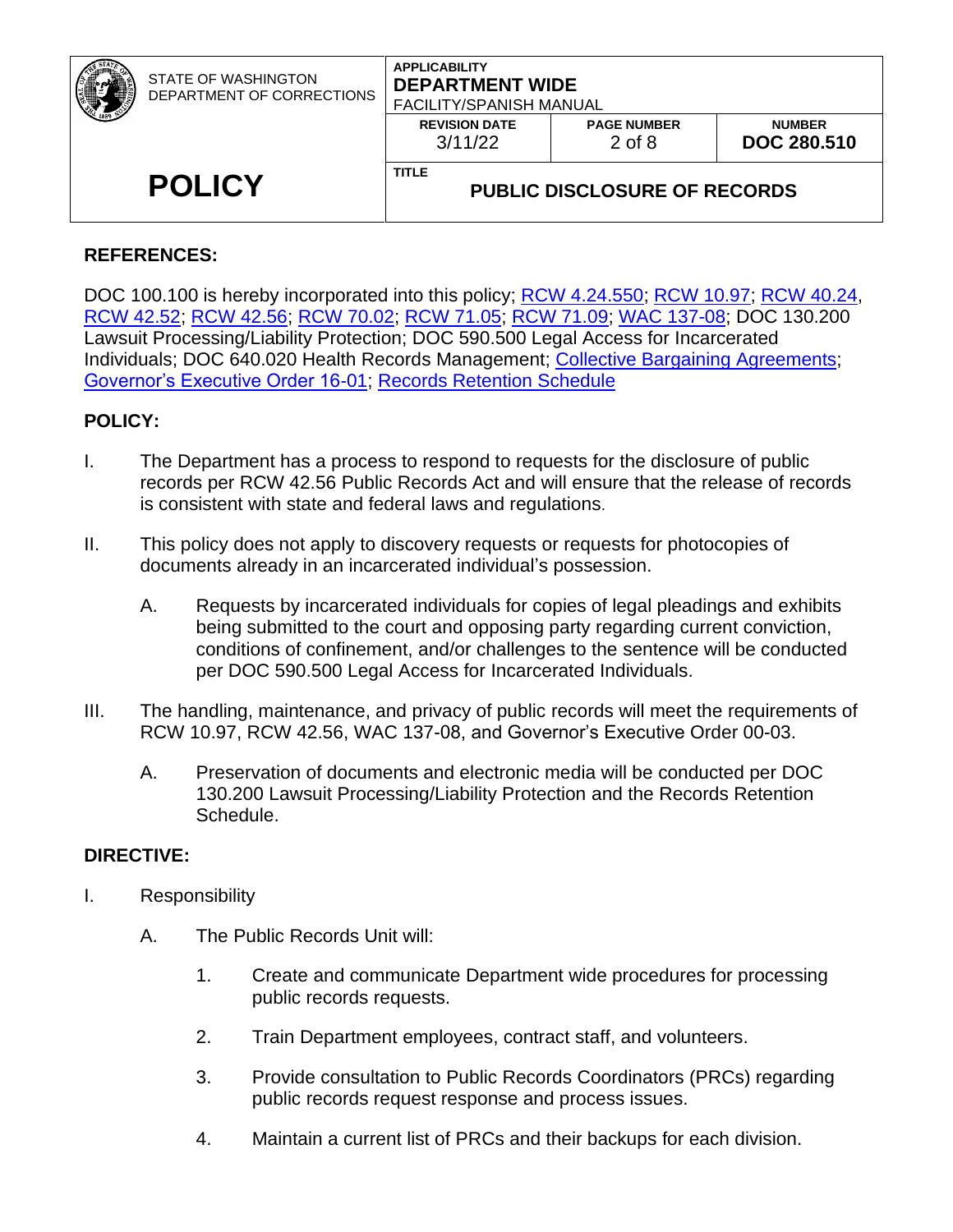## REFERENCES:

DOC 100.100 is hereby incorporated into this policy; RCW 4.24.550; RCW 10.97; RCW 40.24, RCW 42.52; RCW 42.56; RCW 70.02; RCW 71.05; RCW 71.09; WAC 137-08; DOC 130.200 Lawsuit Processing/Liability Protection; DOC 590.500 Legal Access for Incarcerated Individuals; DOC 640.020 Health Records Management; Collective Bargaining Agreements; Governor's Executive Order 16-01; Records Retention Schedule

## POLICY:

I. The Department has a process to respond to requests for the disclosure of public records per RCW 42.56 Public Records Act and will ensure that the release of records is consistent with state and federal laws and regulations.

II. This policy does not apply to discovery requests or requests for photocopies of documents already in an incarcerated individual's possession.

   A. Requests by incarcerated individuals for copies of legal pleadings and exhibits being submitted to the court and opposing party regarding current conviction, conditions of confinement, and/or challenges to the sentence will be conducted per DOC 590.500 Legal Access for Incarcerated Individuals.

III. The handling, maintenance, and privacy of public records will meet the requirements of RCW 10.97, RCW 42.56, WAC 137-08, and Governor's Executive Order 00-03.

   A. Preservation of documents and electronic media will be conducted per DOC 130.200 Lawsuit Processing/Liability Protection and the Records Retention Schedule.

## DIRECTIVE:

I. Responsibility

   A. The Public Records Unit will:

      1. Create and communicate Department wide procedures for processing public records requests.

      2. Train Department employees, contract staff, and volunteers.

      3. Provide consultation to Public Records Coordinators (PRCs) regarding public records request response and process issues.

      4. Maintain a current list of PRCs and their backups for each division.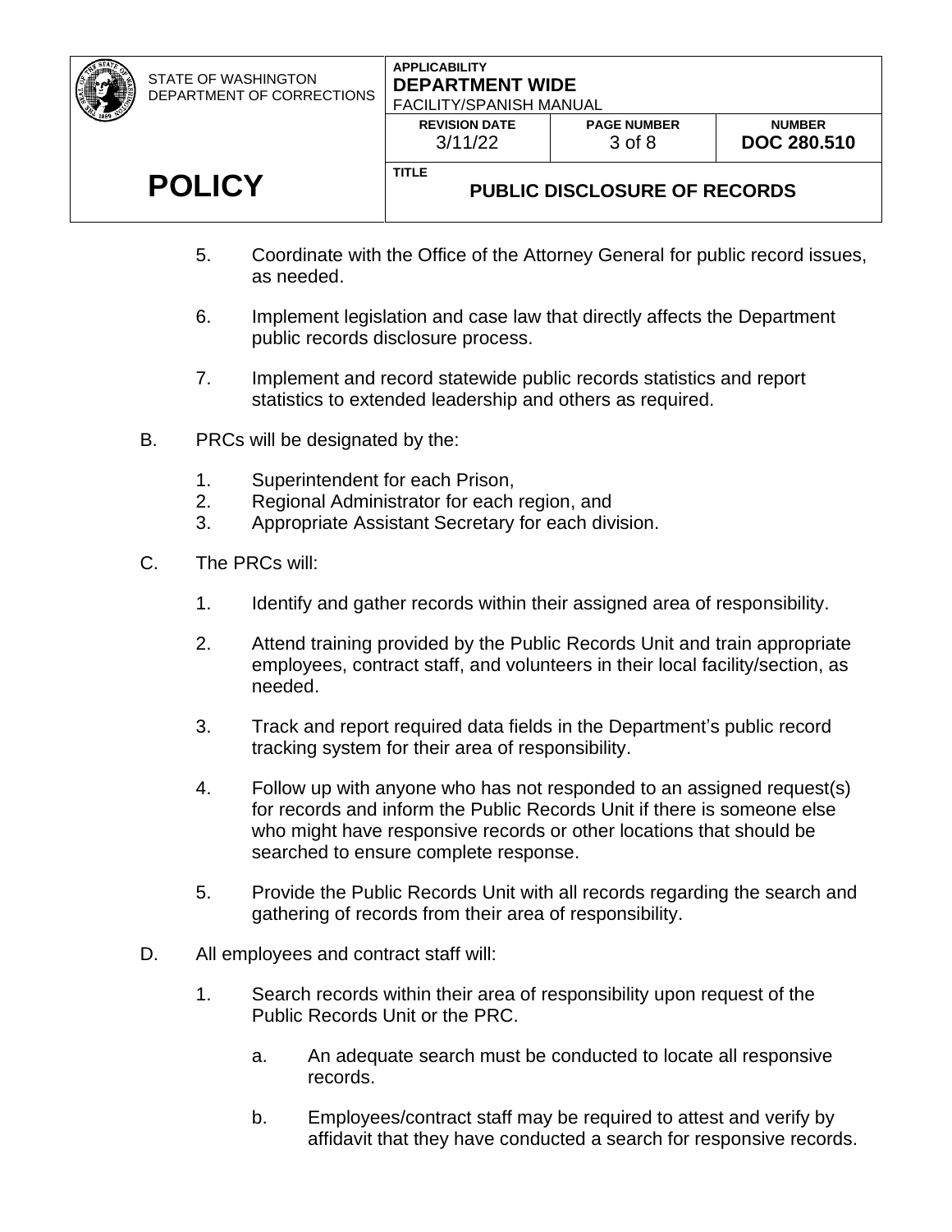5. Coordinate with the Office of the Attorney General for public record issues, as needed.

6. Implement legislation and case law that directly affects the Department public records disclosure process.

7. Implement and record statewide public records statistics and report statistics to extended leadership and others as required.

B. PRCs will be designated by the:

1. Superintendent for each Prison,
2. Regional Administrator for each region, and
3. Appropriate Assistant Secretary for each division.

C. The PRCs will:

1. Identify and gather records within their assigned area of responsibility.

2. Attend training provided by the Public Records Unit and train appropriate employees, contract staff, and volunteers in their local facility/section, as needed.

3. Track and report required data fields in the Department's public record tracking system for their area of responsibility.

4. Follow up with anyone who has not responded to an assigned request(s) for records and inform the Public Records Unit if there is someone else who might have responsive records or other locations that should be searched to ensure complete response.

5. Provide the Public Records Unit with all records regarding the search and gathering of records from their area of responsibility.

D. All employees and contract staff will:

1. Search records within their area of responsibility upon request of the Public Records Unit or the PRC.

   a. An adequate search must be conducted to locate all responsive records.

   b. Employees/contract staff may be required to attest and verify by affidavit that they have conducted a search for responsive records.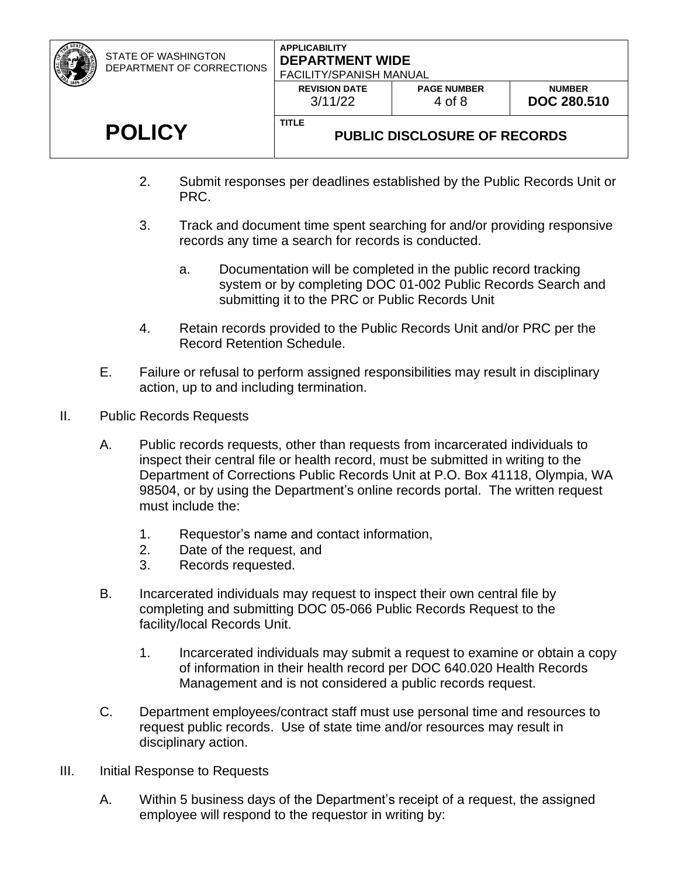2. Submit responses per deadlines established by the Public Records Unit or PRC.

3. Track and document time spent searching for and/or providing responsive records any time a search for records is conducted.

   a. Documentation will be completed in the public record tracking system or by completing DOC 01-002 Public Records Search and submitting it to the PRC or Public Records Unit

4. Retain records provided to the Public Records Unit and/or PRC per the Record Retention Schedule.

E. Failure or refusal to perform assigned responsibilities may result in disciplinary action, up to and including termination.

II. Public Records Requests

A. Public records requests, other than requests from incarcerated individuals to inspect their central file or health record, must be submitted in writing to the Department of Corrections Public Records Unit at P.O. Box 41118, Olympia, WA 98504, or by using the Department's online records portal. The written request must include the:

1. Requestor's name and contact information,
2. Date of the request, and
3. Records requested.

B. Incarcerated individuals may request to inspect their own central file by completing and submitting DOC 05-066 Public Records Request to the facility/local Records Unit.

1. Incarcerated individuals may submit a request to examine or obtain a copy of information in their health record per DOC 640.020 Health Records Management and is not considered a public records request.

C. Department employees/contract staff must use personal time and resources to request public records. Use of state time and/or resources may result in disciplinary action.

III. Initial Response to Requests

A. Within 5 business days of the Department's receipt of a request, the assigned employee will respond to the requestor in writing by: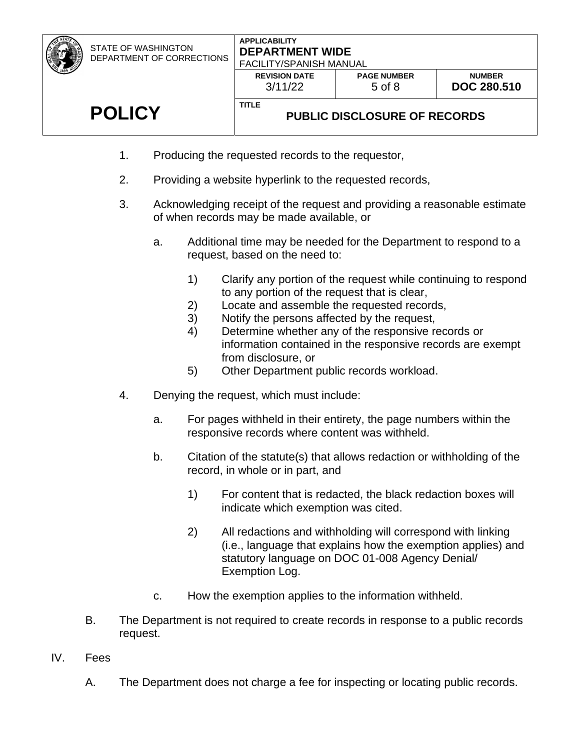1. Producing the requested records to the requestor,

2. Providing a website hyperlink to the requested records,

3. Acknowledging receipt of the request and providing a reasonable estimate of when records may be made available, or

    a. Additional time may be needed for the Department to respond to a request, based on the need to:

        1) Clarify any portion of the request while continuing to respond to any portion of the request that is clear,
        2) Locate and assemble the requested records,
        3) Notify the persons affected by the request,
        4) Determine whether any of the responsive records or information contained in the responsive records are exempt from disclosure, or
        5) Other Department public records workload.

4. Denying the request, which must include:

    a. For pages withheld in their entirety, the page numbers within the responsive records where content was withheld.

    b. Citation of the statute(s) that allows redaction or withholding of the record, in whole or in part, and

        1) For content that is redacted, the black redaction boxes will indicate which exemption was cited.

        2) All redactions and withholding will correspond with linking (i.e., language that explains how the exemption applies) and statutory language on DOC 01-008 Agency Denial/ Exemption Log.

    c. How the exemption applies to the information withheld.

B. The Department is not required to create records in response to a public records request.

IV. Fees

A. The Department does not charge a fee for inspecting or locating public records.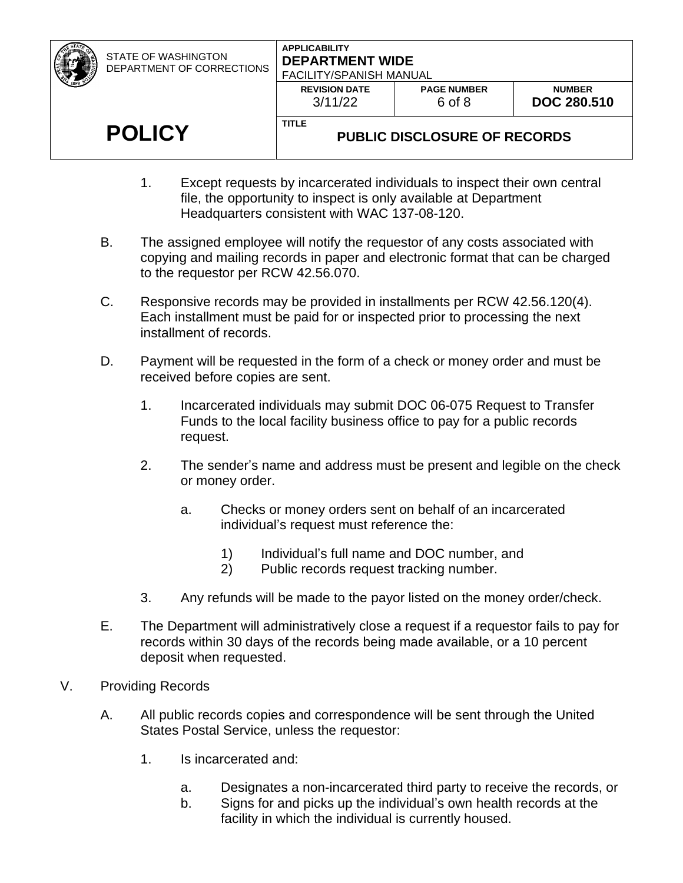1. Except requests by incarcerated individuals to inspect their own central file, the opportunity to inspect is only available at Department Headquarters consistent with WAC 137-08-120.

B. The assigned employee will notify the requestor of any costs associated with copying and mailing records in paper and electronic format that can be charged to the requestor per RCW 42.56.070.

C. Responsive records may be provided in installments per RCW 42.56.120(4). Each installment must be paid for or inspected prior to processing the next installment of records.

D. Payment will be requested in the form of a check or money order and must be received before copies are sent.

   1. Incarcerated individuals may submit DOC 06-075 Request to Transfer Funds to the local facility business office to pay for a public records request.

   2. The sender's name and address must be present and legible on the check or money order.

      a. Checks or money orders sent on behalf of an incarcerated individual's request must reference the:

         1) Individual's full name and DOC number, and
         2) Public records request tracking number.

   3. Any refunds will be made to the payor listed on the money order/check.

E. The Department will administratively close a request if a requestor fails to pay for records within 30 days of the records being made available, or a 10 percent deposit when requested.

V. Providing Records

A. All public records copies and correspondence will be sent through the United States Postal Service, unless the requestor:

   1. Is incarcerated and:

      a. Designates a non-incarcerated third party to receive the records, or
      b. Signs for and picks up the individual's own health records at the facility in which the individual is currently housed.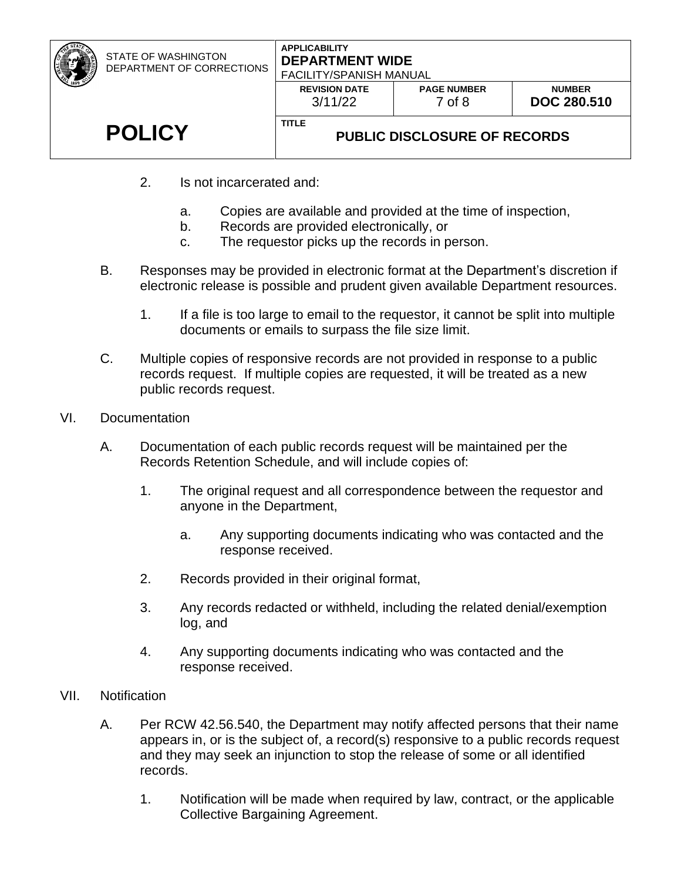2. Is not incarcerated and:

    a. Copies are available and provided at the time of inspection,
    b. Records are provided electronically, or
    c. The requestor picks up the records in person.

B. Responses may be provided in electronic format at the Department's discretion if electronic release is possible and prudent given available Department resources.

    1. If a file is too large to email to the requestor, it cannot be split into multiple documents or emails to surpass the file size limit.

C. Multiple copies of responsive records are not provided in response to a public records request. If multiple copies are requested, it will be treated as a new public records request.

VI. Documentation

A. Documentation of each public records request will be maintained per the Records Retention Schedule, and will include copies of:

    1. The original request and all correspondence between the requestor and anyone in the Department,

        a. Any supporting documents indicating who was contacted and the response received.

    2. Records provided in their original format,

    3. Any records redacted or withheld, including the related denial/exemption log, and

    4. Any supporting documents indicating who was contacted and the response received.

VII. Notification

A. Per RCW 42.56.540, the Department may notify affected persons that their name appears in, or is the subject of, a record(s) responsive to a public records request and they may seek an injunction to stop the release of some or all identified records.

    1. Notification will be made when required by law, contract, or the applicable Collective Bargaining Agreement.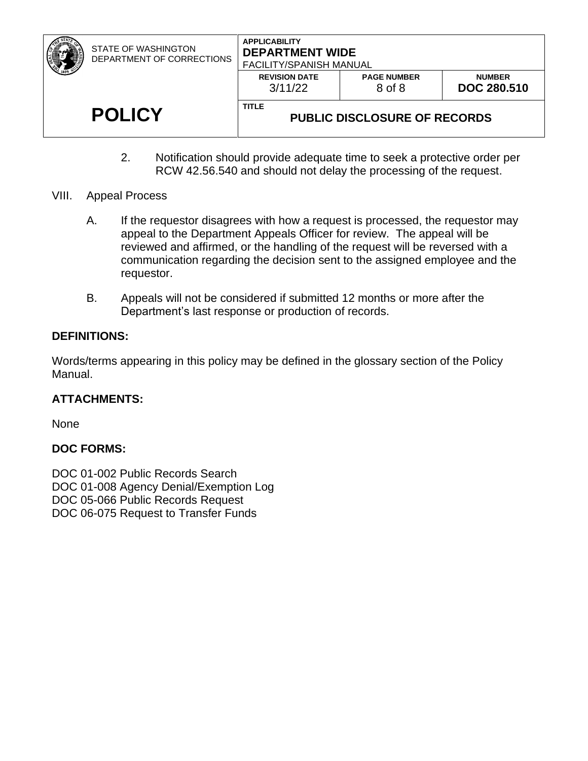2. Notification should provide adequate time to seek a protective order per RCW 42.56.540 and should not delay the processing of the request.

VIII. Appeal Process

A. If the requestor disagrees with how a request is processed, the requestor may appeal to the Department Appeals Officer for review. The appeal will be reviewed and affirmed, or the handling of the request will be reversed with a communication regarding the decision sent to the assigned employee and the requestor.

B. Appeals will not be considered if submitted 12 months or more after the Department's last response or production of records.

**DEFINITIONS:**

Words/terms appearing in this policy may be defined in the glossary section of the Policy Manual.

**ATTACHMENTS:**

None

**DOC FORMS:**

DOC 01-002 Public Records Search
DOC 01-008 Agency Denial/Exemption Log
DOC 05-066 Public Records Request
DOC 06-075 Request to Transfer Funds